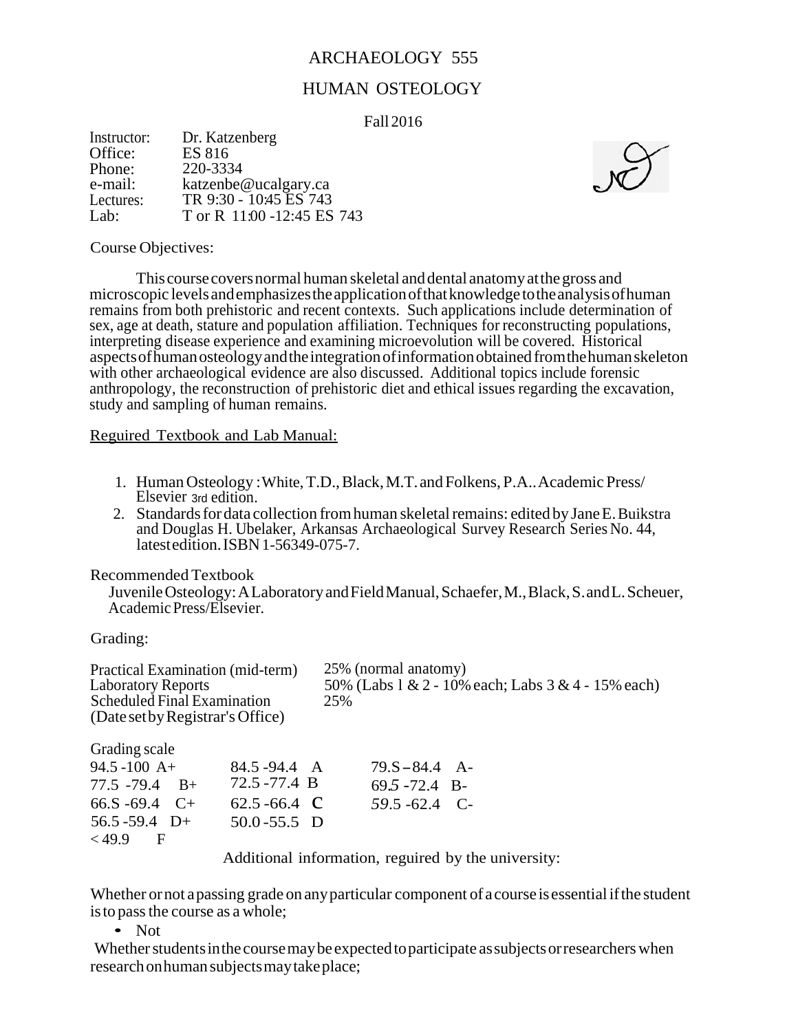# ARCHAEOLOGY 555

## HUMAN OSTEOLOGY

Fall 2016

Instructor: Dr. Katzenberg
Office: ES 816
Phone: 220-3334
e-mail: katzenbe@ucalgary.ca
Lectures: TR 9:30 - 10:45 ES 743
Lab: T or R 11:00 -12:45 ES 743

Course Objectives:

This course covers normal human skeletal and dental anatomy at the gross and microscopic levels and emphasizes the application of that knowledge to the analysis of human remains from both prehistoric and recent contexts. Such applications include determination of sex, age at death, stature and population affiliation. Techniques for reconstructing populations, interpreting disease experience and examining microevolution will be covered. Historical aspects of human osteology and the integration of information obtained from the human skeleton with other archaeological evidence are also discussed. Additional topics include forensic anthropology, the reconstruction of prehistoric diet and ethical issues regarding the excavation, study and sampling of human remains.

Reguired Textbook and Lab Manual:

1. Human Osteology : White, T.D., Black, M.T. and Folkens, P.A.. Academic Press/ Elsevier 3rd edition.
2. Standards for data collection from human skeletal remains: edited by Jane E. Buikstra and Douglas H. Ubelaker, Arkansas Archaeological Survey Research Series No. 44, latest edition. ISBN 1-56349-075-7.

Recommended Textbook

Juvenile Osteology: A Laboratory and Field Manual, Schaefer, M., Black, S. and L. Scheuer, Academic Press/Elsevier.

Grading:

| | |
|---|---|
| Practical Examination (mid-term) | 25% (normal anatomy) |
| Laboratory Reports | 50% (Labs 1 & 2 - 10% each; Labs 3 & 4 - 15% each) |
| Scheduled Final Examination (Date set by Registrar's Office) | 25% |

Grading scale

| | | |
|---|---|---|
| 94.5 -100 A+ | 84.5 -94.4 A | 79.S – 84.4 A- |
| 77.5 -79.4 B+ | 72.5 -77.4 B | 69.5 -72.4 B- |
| 66.S -69.4 C+ | 62.5 -66.4 C | 59.5 -62.4 C- |
| 56.5 -59.4 D+ | 50.0 -55.5 D | |
| < 49.9 F | | |

Additional information, reguired by the university:

Whether or not a passing grade on any particular component of a course is essential if the student is to pass the course as a whole;

- Not

Whether students in the course may be expected to participate as subjects or researchers when research on human subjects may take place;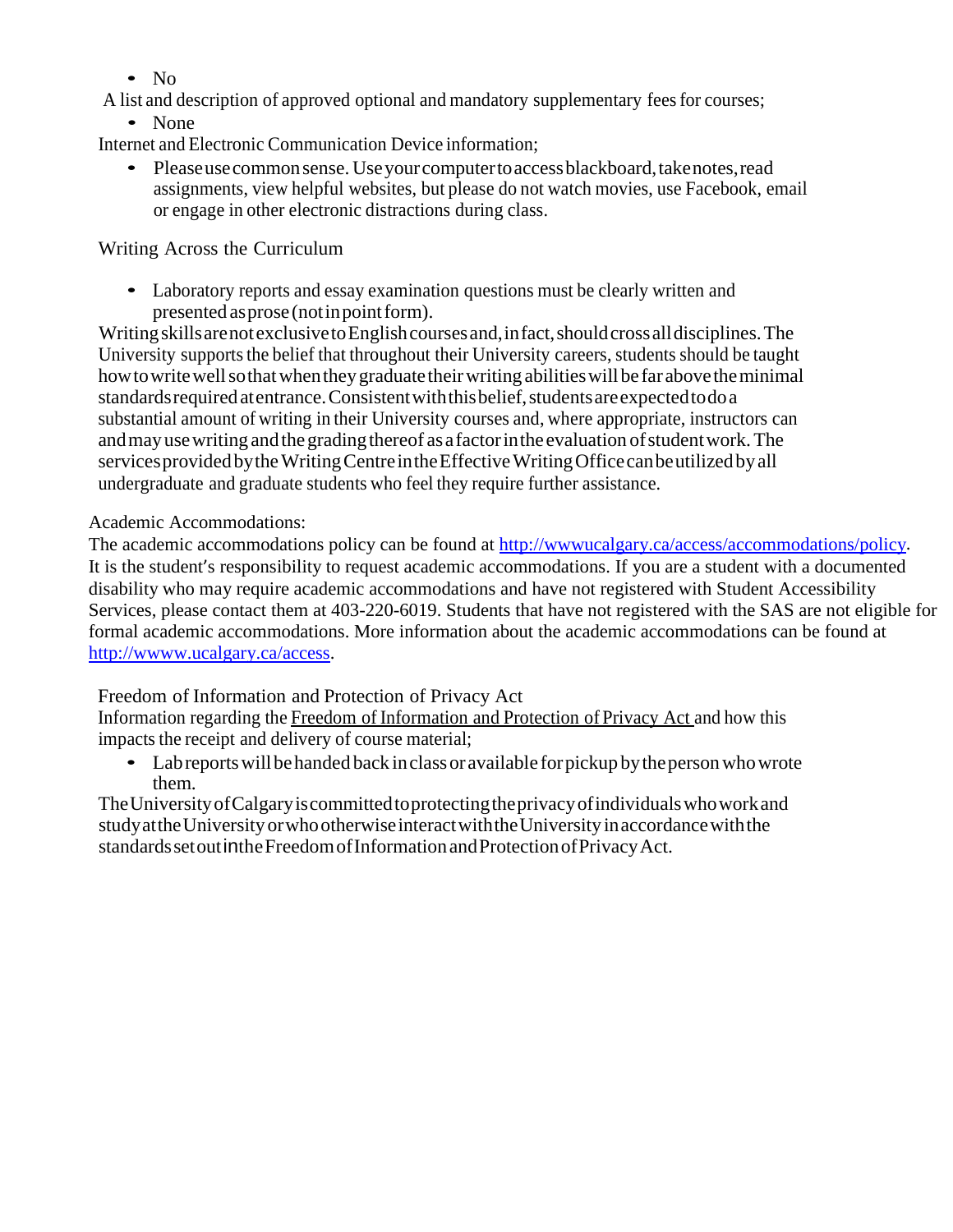- No

A list and description of approved optional and mandatory supplementary fees for courses;

- None

Internet and Electronic Communication Device information;

- Please use common sense. Use your computer to access blackboard, take notes, read assignments, view helpful websites, but please do not watch movies, use Facebook, email or engage in other electronic distractions during class.

Writing Across the Curriculum

- Laboratory reports and essay examination questions must be clearly written and presented as prose (not in point form).

Writing skills are not exclusive to English courses and, in fact, should cross all disciplines. The University supports the belief that throughout their University careers, students should be taught how to write well so that when they graduate their writing abilities will be far above the minimal standards required at entrance. Consistent with this belief, students are expected to do a substantial amount of writing in their University courses and, where appropriate, instructors can and may use writing and the grading thereof as a factor in the evaluation of student work. The services provided by the Writing Centre in the Effective Writing Office can be utilized by all undergraduate and graduate students who feel they require further assistance.

Academic Accommodations:

The academic accommodations policy can be found at http://wwwucalgary.ca/access/accommodations/policy. It is the student's responsibility to request academic accommodations. If you are a student with a documented disability who may require academic accommodations and have not registered with Student Accessibility Services, please contact them at 403-220-6019. Students that have not registered with the SAS are not eligible for formal academic accommodations. More information about the academic accommodations can be found at http://wwww.ucalgary.ca/access.

Freedom of Information and Protection of Privacy Act

Information regarding the Freedom of Information and Protection of Privacy Act and how this impacts the receipt and delivery of course material;

- Lab reports will be handed back in class or available for pickup by the person who wrote them.

The University of Calgary is committed to protecting the privacy of individuals who work and study at the University or who otherwise interact with the University in accordance with the standards set out in the Freedom of Information and Protection of Privacy Act.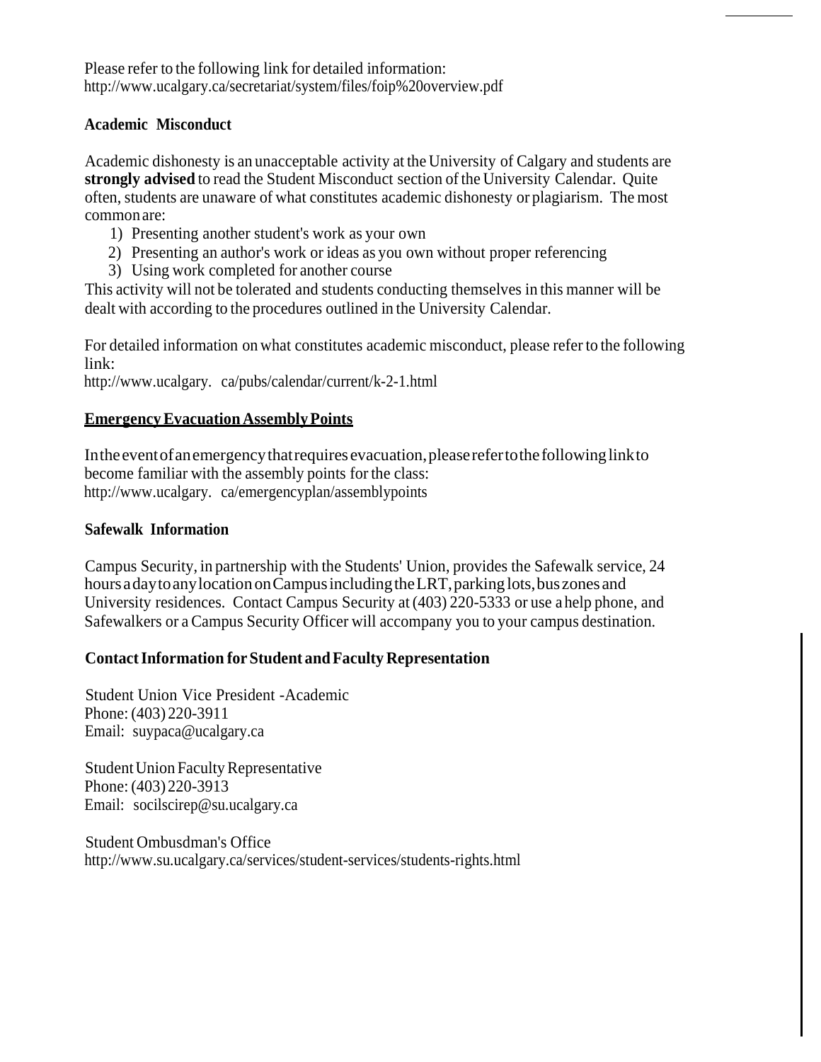Please refer to the following link for detailed information:
http://www.ucalgary.ca/secretariat/system/files/foip%20overview.pdf

**Academic Misconduct**

Academic dishonesty is an unacceptable activity at the University of Calgary and students are **strongly advised** to read the Student Misconduct section of the University Calendar. Quite often, students are unaware of what constitutes academic dishonesty or plagiarism. The most common are:

1) Presenting another student's work as your own
2) Presenting an author's work or ideas as you own without proper referencing
3) Using work completed for another course

This activity will not be tolerated and students conducting themselves in this manner will be dealt with according to the procedures outlined in the University Calendar.

For detailed information on what constitutes academic misconduct, please refer to the following link:
http://www.ucalgary. ca/pubs/calendar/current/k-2-1.html

**Emergency Evacuation Assembly Points**

In the event of an emergency that requires evacuation, please refer to the following link to become familiar with the assembly points for the class:
http://www.ucalgary. ca/emergencyplan/assemblypoints

**Safewalk Information**

Campus Security, in partnership with the Students' Union, provides the Safewalk service, 24 hours a day to any location on Campus including the LRT, parking lots, bus zones and University residences. Contact Campus Security at (403) 220-5333 or use a help phone, and Safewalkers or a Campus Security Officer will accompany you to your campus destination.

**Contact Information for Student and Faculty Representation**

Student Union Vice President -Academic
Phone: (403) 220-3911
Email: suypaca@ucalgary.ca

Student Union Faculty Representative
Phone: (403) 220-3913
Email: socilscirep@su.ucalgary.ca

Student Ombusdman's Office
http://www.su.ucalgary.ca/services/student-services/students-rights.html